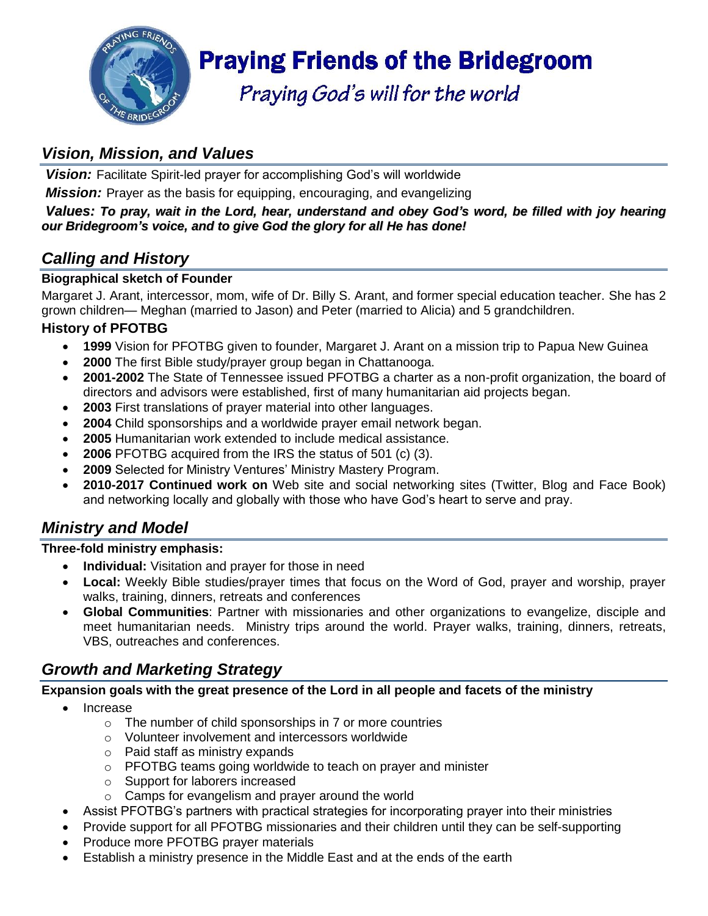# Praying Friends of the Bridegroom

*Praying God's will for the world*

## *Vision, Mission, and Values*

***Vision:*** Facilitate Spirit-led prayer for accomplishing God's will worldwide

***Mission:*** Prayer as the basis for equipping, encouraging, and evangelizing

***Values: To pray, wait in the Lord, hear, understand and obey God's word, be filled with joy hearing our Bridegroom's voice, and to give God the glory for all He has done!***

## *Calling and History*

**Biographical sketch of Founder**

Margaret J. Arant, intercessor, mom, wife of Dr. Billy S. Arant, and former special education teacher. She has 2 grown children— Meghan (married to Jason) and Peter (married to Alicia) and 5 grandchildren.

### History of PFOTBG

- **1999** Vision for PFOTBG given to founder, Margaret J. Arant on a mission trip to Papua New Guinea
- **2000** The first Bible study/prayer group began in Chattanooga.
- **2001-2002** The State of Tennessee issued PFOTBG a charter as a non-profit organization, the board of directors and advisors were established, first of many humanitarian aid projects began.
- **2003** First translations of prayer material into other languages.
- **2004** Child sponsorships and a worldwide prayer email network began.
- **2005** Humanitarian work extended to include medical assistance.
- **2006** PFOTBG acquired from the IRS the status of 501 (c) (3).
- **2009** Selected for Ministry Ventures' Ministry Mastery Program.
- **2010-2017 Continued work on** Web site and social networking sites (Twitter, Blog and Face Book) and networking locally and globally with those who have God's heart to serve and pray.

## *Ministry and Model*

**Three-fold ministry emphasis:**

- **Individual:** Visitation and prayer for those in need
- **Local:** Weekly Bible studies/prayer times that focus on the Word of God, prayer and worship, prayer walks, training, dinners, retreats and conferences
- **Global Communities**: Partner with missionaries and other organizations to evangelize, disciple and meet humanitarian needs. Ministry trips around the world. Prayer walks, training, dinners, retreats, VBS, outreaches and conferences.

## *Growth and Marketing Strategy*

**Expansion goals with the great presence of the Lord in all people and facets of the ministry**

- Increase
  - The number of child sponsorships in 7 or more countries
  - Volunteer involvement and intercessors worldwide
  - Paid staff as ministry expands
  - PFOTBG teams going worldwide to teach on prayer and minister
  - Support for laborers increased
  - Camps for evangelism and prayer around the world
- Assist PFOTBG's partners with practical strategies for incorporating prayer into their ministries
- Provide support for all PFOTBG missionaries and their children until they can be self-supporting
- Produce more PFOTBG prayer materials
- Establish a ministry presence in the Middle East and at the ends of the earth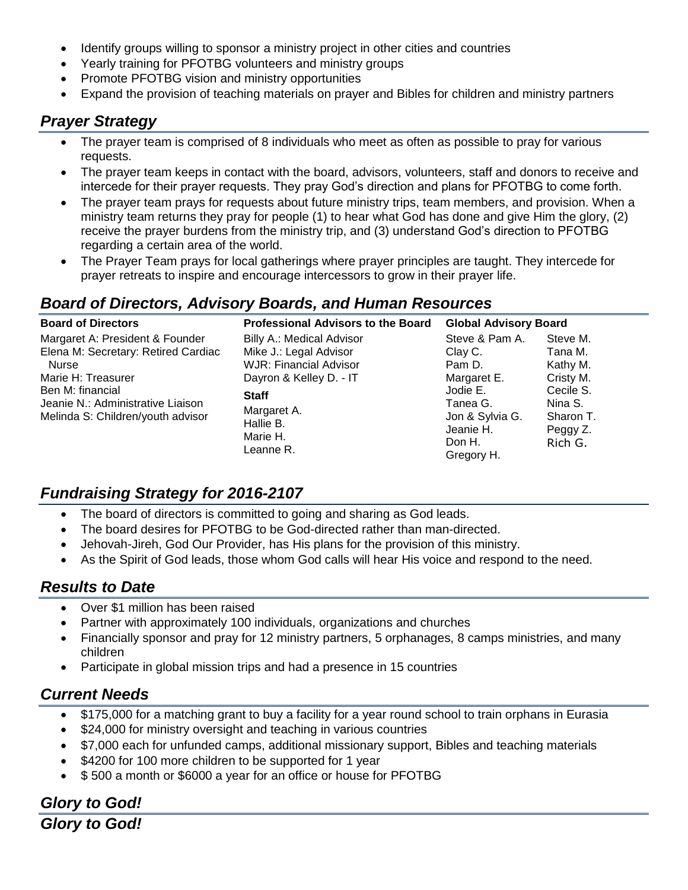- Identify groups willing to sponsor a ministry project in other cities and countries
- Yearly training for PFOTBG volunteers and ministry groups
- Promote PFOTBG vision and ministry opportunities
- Expand the provision of teaching materials on prayer and Bibles for children and ministry partners

## *Prayer Strategy*

- The prayer team is comprised of 8 individuals who meet as often as possible to pray for various requests.
- The prayer team keeps in contact with the board, advisors, volunteers, staff and donors to receive and intercede for their prayer requests. They pray God's direction and plans for PFOTBG to come forth.
- The prayer team prays for requests about future ministry trips, team members, and provision. When a ministry team returns they pray for people (1) to hear what God has done and give Him the glory, (2) receive the prayer burdens from the ministry trip, and (3) understand God's direction to PFOTBG regarding a certain area of the world.
- The Prayer Team prays for local gatherings where prayer principles are taught. They intercede for prayer retreats to inspire and encourage intercessors to grow in their prayer life.

## *Board of Directors, Advisory Boards, and Human Resources*

**Board of Directors**

Margaret A: President & Founder
Elena M: Secretary: Retired Cardiac Nurse
Marie H: Treasurer
Ben M: financial
Jeanie N.: Administrative Liaison
Melinda S: Children/youth advisor

**Professional Advisors to the Board**

Billy A.: Medical Advisor
Mike J.: Legal Advisor
WJR: Financial Advisor
Dayron & Kelley D. - IT

**Staff**

Margaret A.
Hallie B.
Marie H.
Leanne R.

**Global Advisory Board**

Steve & Pam A.
Clay C.
Pam D.
Margaret E.
Jodie E.
Tanea G.
Jon & Sylvia G.
Jeanie H.
Don H.
Gregory H.
Steve M.
Tana M.
Kathy M.
Cristy M.
Cecile S.
Nina S.
Sharon T.
Peggy Z.
Rich G.

## *Fundraising Strategy for 2016-2107*

- The board of directors is committed to going and sharing as God leads.
- The board desires for PFOTBG to be God-directed rather than man-directed.
- Jehovah-Jireh, God Our Provider, has His plans for the provision of this ministry.
- As the Spirit of God leads, those whom God calls will hear His voice and respond to the need.

## *Results to Date*

- Over $1 million has been raised
- Partner with approximately 100 individuals, organizations and churches
- Financially sponsor and pray for 12 ministry partners, 5 orphanages, 8 camps ministries, and many children
- Participate in global mission trips and had a presence in 15 countries

## *Current Needs*

- $175,000 for a matching grant to buy a facility for a year round school to train orphans in Eurasia
- $24,000 for ministry oversight and teaching in various countries
- $7,000 each for unfunded camps, additional missionary support, Bibles and teaching materials
- $4200 for 100 more children to be supported for 1 year
- $ 500 a month or $6000 a year for an office or house for PFOTBG

## *Glory to God!*

## *Glory to God!*